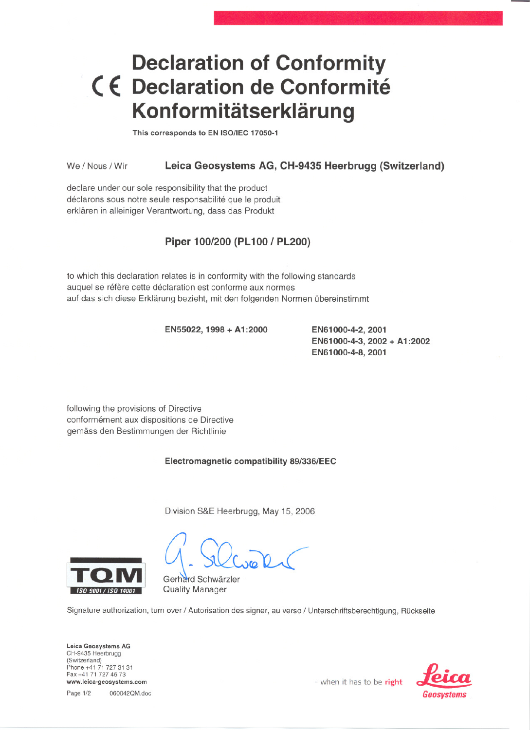# CE Declaration of Conformity
# Declaration de Conformité
# Konformitätserklärung

**This corresponds to EN ISO/IEC 17050-1**

We / Nous / Wir **Leica Geosystems AG, CH-9435 Heerbrugg (Switzerland)**

declare under our sole responsibility that the product
déclarons sous notre seule responsabilité que le produit
erklären in alleiniger Verantwortung, dass das Produkt

**Piper 100/200 (PL100 / PL200)**

to which this declaration relates is in conformity with the following standards
auquel se réfère cette déclaration est conforme aux normes
auf das sich diese Erklärung bezieht, mit den folgenden Normen übereinstimmt

**EN55022, 1998 + A1:2000**

**EN61000-4-2, 2001**
**EN61000-4-3, 2002 + A1:2002**
**EN61000-4-8, 2001**

following the provisions of Directive
conformément aux dispositions de Directive
gemäss den Bestimmungen der Richtlinie

**Electromagnetic compatibility 89/336/EEC**

Division S&E Heerbrugg, May 15, 2006

Gerhard Schwärzler
Quality Manager

TQM
ISO 9001 / ISO 14001

Signature authorization, turn over / Autorisation des signer, au verso / Unterschriftsberechtigung, Rückseite

**Leica Geosystems AG**
CH-9435 Heerbrugg
(Switzerland)
Phone +41 71 727 31 31
Fax +41 71 727 46 73
**www.leica-geosystems.com**

060042QM.doc

- when it has to be right

Leica Geosystems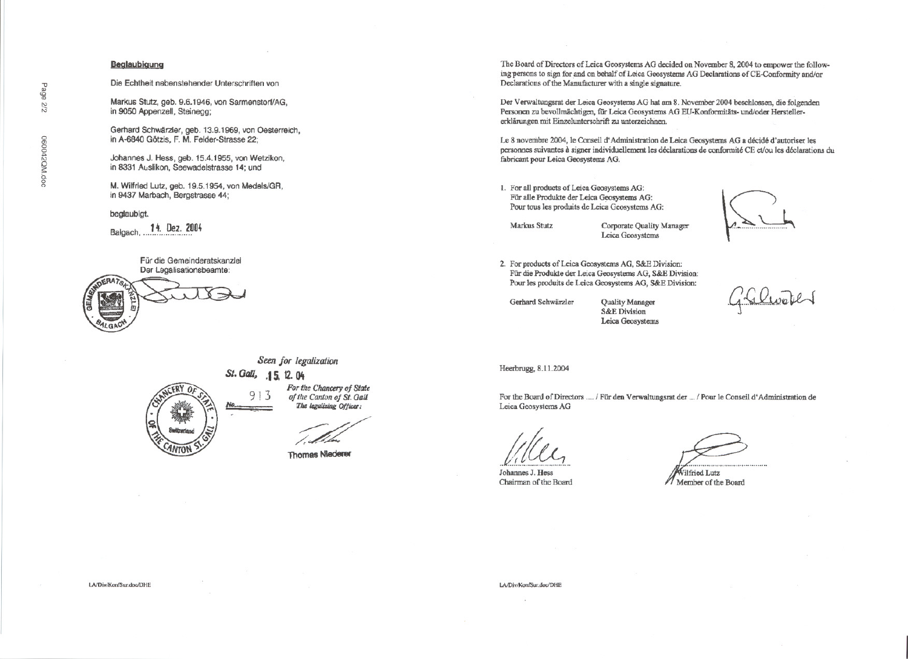**Beglaubigung**

Die Echtheit nebenstehender Unterschriften von

Markus Stutz, geb. 9.6.1946, von Sarmenstorf/AG, in 9050 Appenzell, Steinegg;

Gerhard Schwärzler, geb. 13.9.1969, von Oesterreich, in A-6840 Götzis, F. M. Felder-Strasse 22;

Johannes J. Hess, geb. 15.4.1955, von Wetzikon, in 8331 Auslikon, Seewadelstrasse 14; und

M. Wilfried Lutz, geb. 19.5.1954, von Medels/GR, in 9437 Marbach, Bergstrasse 44;

beglaubigt.

Balgach, 14. Dez. 2004

Für die Gemeinderatskanzlei
Der Legalisationsbeamte:

*Seen for legalization*
*St. Gall,* 15. 12. 04
No. 913

*For the Chancery of State of the Canton of St. Gall*
*The legalizing Officer:*

Thomas Niederer

The Board of Directors of Leica Geosystems AG decided on November 8, 2004 to empower the following persons to sign for and on behalf of Leica Geosystems AG Declarations of CE-Conformity and/or Declarations of the Manufacturer with a single signature.

Der Verwaltungsrat der Leica Geosystems AG hat am 8. November 2004 beschlossen, die folgenden Personen zu bevollmächtigen, für Leica Geosystems AG EU-Konformitäts- und/oder Hersteller-erklärungen mit Einzelunterschrift zu unterzeichnen.

Le 8 novembre 2004, le Conseil d'Administration de Leica Geosystems AG a décidé d'autoriser les personnes suivantes à signer individuellement les déclarations de conformité CE et/ou les déclarations du fabricant pour Leica Geosystems AG.

1. For all products of Leica Geosystems AG:
   Für alle Produkte der Leica Geosystems AG:
   Pour tous les produits de Leica Geosystems AG:

   Markus Stutz — Corporate Quality Manager, Leica Geosystems

2. For products of Leica Geosystems AG, S&E Division:
   Für die Produkte der Leica Geosystems AG, S&E Division:
   Pour les produits de Leica Geosystems AG, S&E Division:

   Gerhard Schwärzler — Quality Manager, S&E Division, Leica Geosystems

Heerbrugg, 8.11.2004

For the Board of Directors .... / Für den Verwaltungsrat der ... / Pour le Conseil d'Administration de Leica Geosystems AG

Johannes J. Hess
Chairman of the Board

Wilfried Lutz
Member of the Board

LA/Div/Kon/Sur.doc/DHE